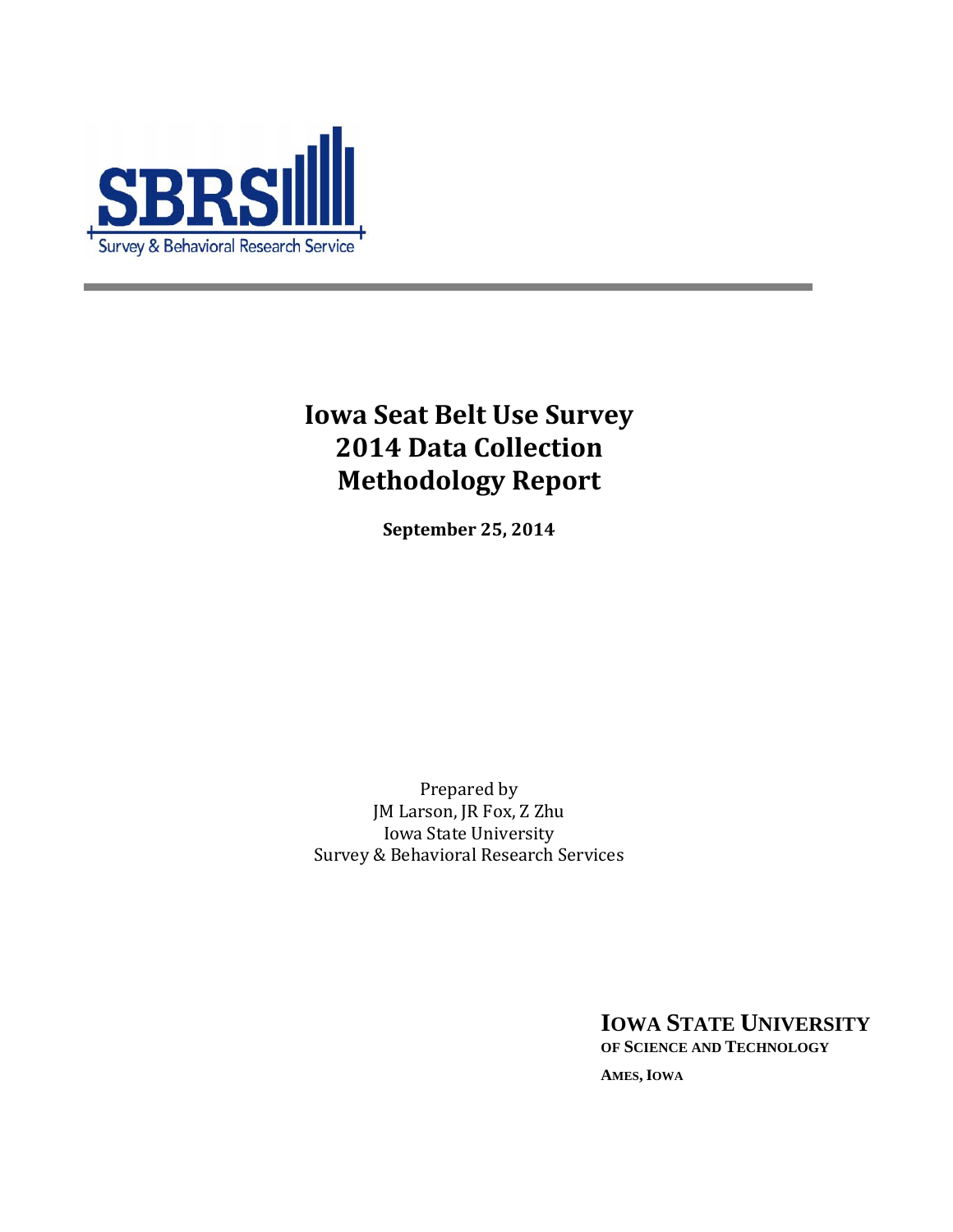SBRS
Survey & Behavioral Research Service

# Iowa Seat Belt Use Survey 2014 Data Collection Methodology Report

**September 25, 2014**

Prepared by
JM Larson, JR Fox, Z Zhu
Iowa State University
Survey & Behavioral Research Services

**IOWA STATE UNIVERSITY**
**OF SCIENCE AND TECHNOLOGY**

**AMES, IOWA**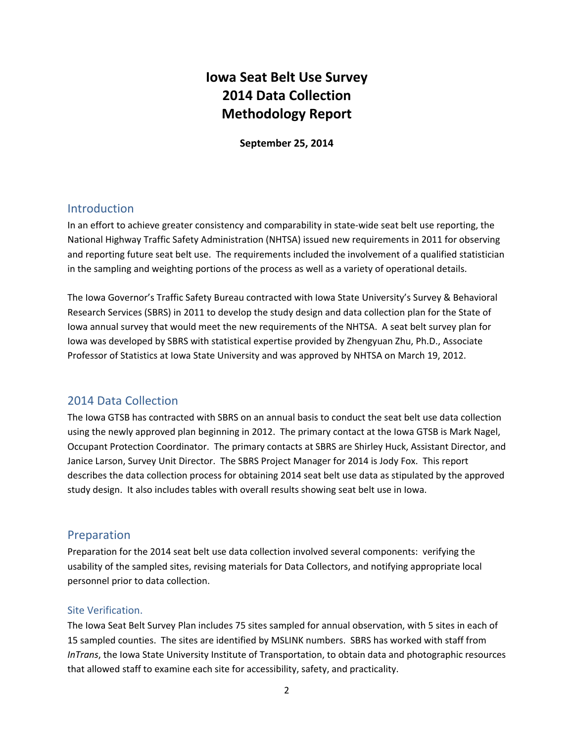# Iowa Seat Belt Use Survey
# 2014 Data Collection
# Methodology Report

**September 25, 2014**

## Introduction

In an effort to achieve greater consistency and comparability in state-wide seat belt use reporting, the National Highway Traffic Safety Administration (NHTSA) issued new requirements in 2011 for observing and reporting future seat belt use. The requirements included the involvement of a qualified statistician in the sampling and weighting portions of the process as well as a variety of operational details.

The Iowa Governor's Traffic Safety Bureau contracted with Iowa State University's Survey & Behavioral Research Services (SBRS) in 2011 to develop the study design and data collection plan for the State of Iowa annual survey that would meet the new requirements of the NHTSA. A seat belt survey plan for Iowa was developed by SBRS with statistical expertise provided by Zhengyuan Zhu, Ph.D., Associate Professor of Statistics at Iowa State University and was approved by NHTSA on March 19, 2012.

## 2014 Data Collection

The Iowa GTSB has contracted with SBRS on an annual basis to conduct the seat belt use data collection using the newly approved plan beginning in 2012. The primary contact at the Iowa GTSB is Mark Nagel, Occupant Protection Coordinator. The primary contacts at SBRS are Shirley Huck, Assistant Director, and Janice Larson, Survey Unit Director. The SBRS Project Manager for 2014 is Jody Fox. This report describes the data collection process for obtaining 2014 seat belt use data as stipulated by the approved study design. It also includes tables with overall results showing seat belt use in Iowa.

## Preparation

Preparation for the 2014 seat belt use data collection involved several components: verifying the usability of the sampled sites, revising materials for Data Collectors, and notifying appropriate local personnel prior to data collection.

### Site Verification.

The Iowa Seat Belt Survey Plan includes 75 sites sampled for annual observation, with 5 sites in each of 15 sampled counties. The sites are identified by MSLINK numbers. SBRS has worked with staff from *InTrans*, the Iowa State University Institute of Transportation, to obtain data and photographic resources that allowed staff to examine each site for accessibility, safety, and practicality.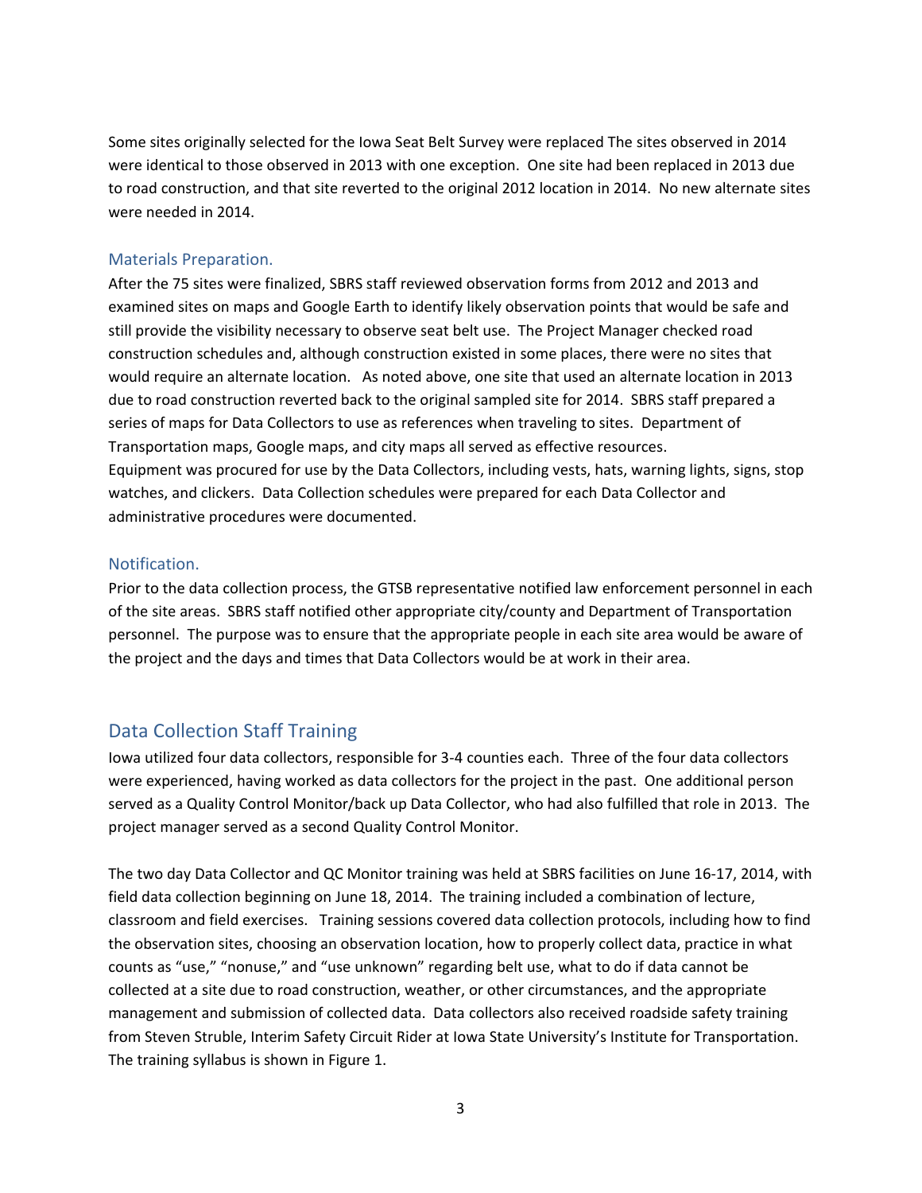Some sites originally selected for the Iowa Seat Belt Survey were replaced The sites observed in 2014 were identical to those observed in 2013 with one exception. One site had been replaced in 2013 due to road construction, and that site reverted to the original 2012 location in 2014. No new alternate sites were needed in 2014.

### Materials Preparation.

After the 75 sites were finalized, SBRS staff reviewed observation forms from 2012 and 2013 and examined sites on maps and Google Earth to identify likely observation points that would be safe and still provide the visibility necessary to observe seat belt use. The Project Manager checked road construction schedules and, although construction existed in some places, there were no sites that would require an alternate location. As noted above, one site that used an alternate location in 2013 due to road construction reverted back to the original sampled site for 2014. SBRS staff prepared a series of maps for Data Collectors to use as references when traveling to sites. Department of Transportation maps, Google maps, and city maps all served as effective resources.
Equipment was procured for use by the Data Collectors, including vests, hats, warning lights, signs, stop watches, and clickers. Data Collection schedules were prepared for each Data Collector and administrative procedures were documented.

### Notification.

Prior to the data collection process, the GTSB representative notified law enforcement personnel in each of the site areas. SBRS staff notified other appropriate city/county and Department of Transportation personnel. The purpose was to ensure that the appropriate people in each site area would be aware of the project and the days and times that Data Collectors would be at work in their area.

## Data Collection Staff Training

Iowa utilized four data collectors, responsible for 3-4 counties each. Three of the four data collectors were experienced, having worked as data collectors for the project in the past. One additional person served as a Quality Control Monitor/back up Data Collector, who had also fulfilled that role in 2013. The project manager served as a second Quality Control Monitor.

The two day Data Collector and QC Monitor training was held at SBRS facilities on June 16-17, 2014, with field data collection beginning on June 18, 2014. The training included a combination of lecture, classroom and field exercises. Training sessions covered data collection protocols, including how to find the observation sites, choosing an observation location, how to properly collect data, practice in what counts as "use," "nonuse," and "use unknown" regarding belt use, what to do if data cannot be collected at a site due to road construction, weather, or other circumstances, and the appropriate management and submission of collected data. Data collectors also received roadside safety training from Steven Struble, Interim Safety Circuit Rider at Iowa State University's Institute for Transportation. The training syllabus is shown in Figure 1.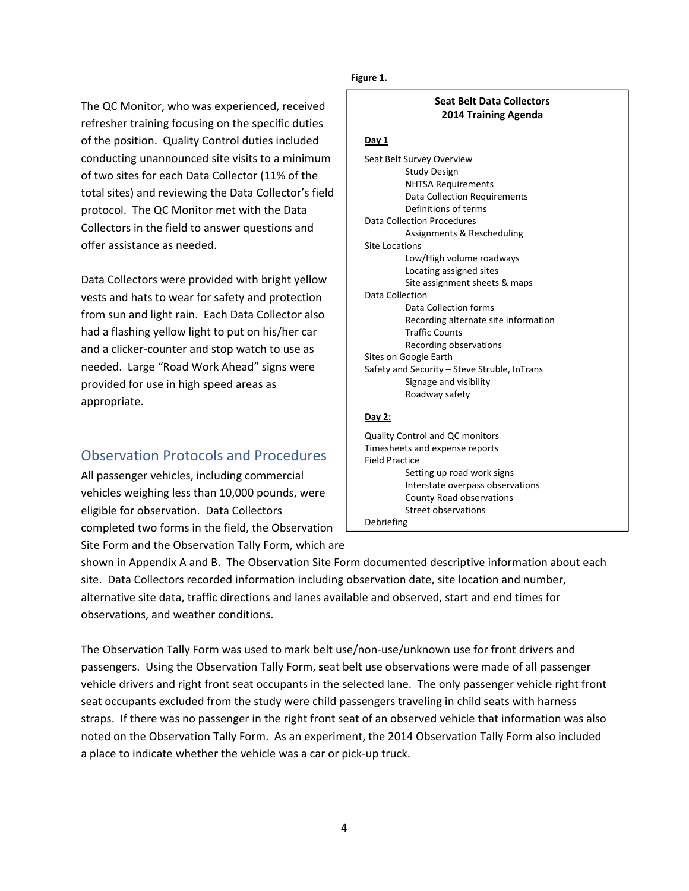The QC Monitor, who was experienced, received refresher training focusing on the specific duties of the position. Quality Control duties included conducting unannounced site visits to a minimum of two sites for each Data Collector (11% of the total sites) and reviewing the Data Collector's field protocol. The QC Monitor met with the Data Collectors in the field to answer questions and offer assistance as needed.

Data Collectors were provided with bright yellow vests and hats to wear for safety and protection from sun and light rain. Each Data Collector also had a flashing yellow light to put on his/her car and a clicker-counter and stop watch to use as needed. Large "Road Work Ahead" signs were provided for use in high speed areas as appropriate.

**Figure 1.**

**Seat Belt Data Collectors**
**2014 Training Agenda**

**Day 1**

- Seat Belt Survey Overview
  - Study Design
  - NHTSA Requirements
  - Data Collection Requirements
  - Definitions of terms
- Data Collection Procedures
  - Assignments & Rescheduling
- Site Locations
  - Low/High volume roadways
  - Locating assigned sites
  - Site assignment sheets & maps
- Data Collection
  - Data Collection forms
  - Recording alternate site information
  - Traffic Counts
  - Recording observations
- Sites on Google Earth
- Safety and Security – Steve Struble, InTrans
  - Signage and visibility
  - Roadway safety

**Day 2:**

- Quality Control and QC monitors
- Timesheets and expense reports
- Field Practice
  - Setting up road work signs
  - Interstate overpass observations
  - County Road observations
  - Street observations
- Debriefing

## Observation Protocols and Procedures

All passenger vehicles, including commercial vehicles weighing less than 10,000 pounds, were eligible for observation. Data Collectors completed two forms in the field, the Observation Site Form and the Observation Tally Form, which are shown in Appendix A and B. The Observation Site Form documented descriptive information about each site. Data Collectors recorded information including observation date, site location and number, alternative site data, traffic directions and lanes available and observed, start and end times for observations, and weather conditions.

The Observation Tally Form was used to mark belt use/non-use/unknown use for front drivers and passengers. Using the Observation Tally Form, seat belt use observations were made of all passenger vehicle drivers and right front seat occupants in the selected lane. The only passenger vehicle right front seat occupants excluded from the study were child passengers traveling in child seats with harness straps. If there was no passenger in the right front seat of an observed vehicle that information was also noted on the Observation Tally Form. As an experiment, the 2014 Observation Tally Form also included a place to indicate whether the vehicle was a car or pick-up truck.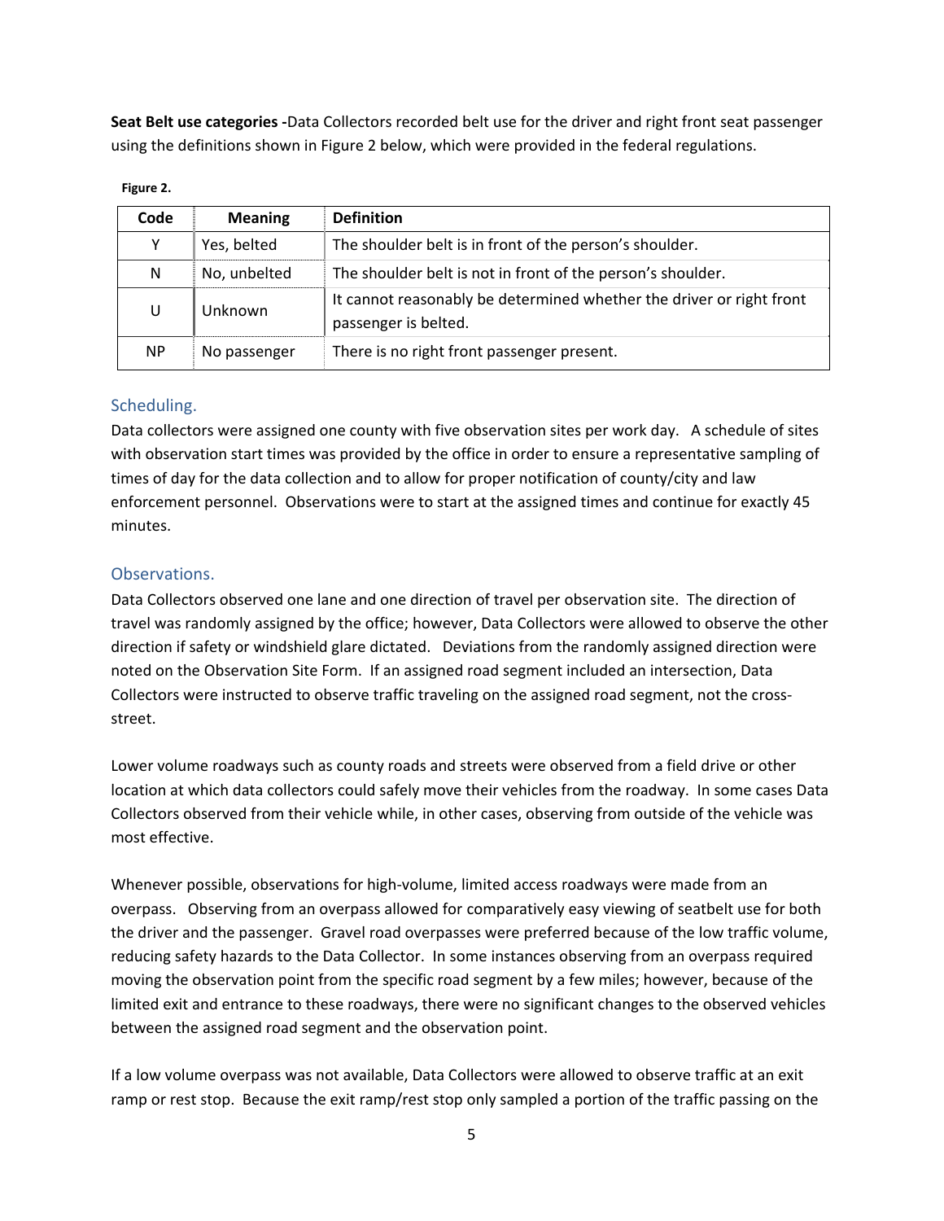**Seat Belt use categories -**Data Collectors recorded belt use for the driver and right front seat passenger using the definitions shown in Figure 2 below, which were provided in the federal regulations.

**Figure 2.**

| Code | Meaning | Definition |
|---|---|---|
| Y | Yes, belted | The shoulder belt is in front of the person's shoulder. |
| N | No, unbelted | The shoulder belt is not in front of the person's shoulder. |
| U | Unknown | It cannot reasonably be determined whether the driver or right front passenger is belted. |
| NP | No passenger | There is no right front passenger present. |

## Scheduling.

Data collectors were assigned one county with five observation sites per work day. A schedule of sites with observation start times was provided by the office in order to ensure a representative sampling of times of day for the data collection and to allow for proper notification of county/city and law enforcement personnel. Observations were to start at the assigned times and continue for exactly 45 minutes.

## Observations.

Data Collectors observed one lane and one direction of travel per observation site. The direction of travel was randomly assigned by the office; however, Data Collectors were allowed to observe the other direction if safety or windshield glare dictated. Deviations from the randomly assigned direction were noted on the Observation Site Form. If an assigned road segment included an intersection, Data Collectors were instructed to observe traffic traveling on the assigned road segment, not the cross-street.

Lower volume roadways such as county roads and streets were observed from a field drive or other location at which data collectors could safely move their vehicles from the roadway. In some cases Data Collectors observed from their vehicle while, in other cases, observing from outside of the vehicle was most effective.

Whenever possible, observations for high-volume, limited access roadways were made from an overpass. Observing from an overpass allowed for comparatively easy viewing of seatbelt use for both the driver and the passenger. Gravel road overpasses were preferred because of the low traffic volume, reducing safety hazards to the Data Collector. In some instances observing from an overpass required moving the observation point from the specific road segment by a few miles; however, because of the limited exit and entrance to these roadways, there were no significant changes to the observed vehicles between the assigned road segment and the observation point.

If a low volume overpass was not available, Data Collectors were allowed to observe traffic at an exit ramp or rest stop. Because the exit ramp/rest stop only sampled a portion of the traffic passing on the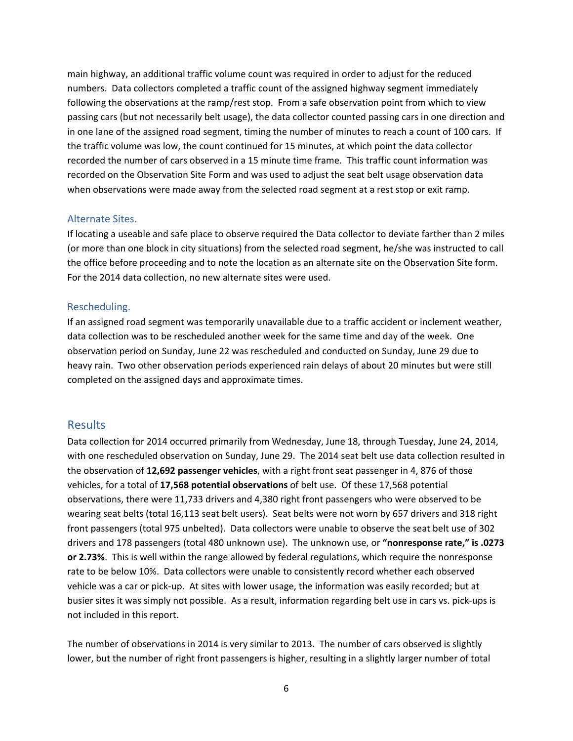main highway, an additional traffic volume count was required in order to adjust for the reduced numbers. Data collectors completed a traffic count of the assigned highway segment immediately following the observations at the ramp/rest stop. From a safe observation point from which to view passing cars (but not necessarily belt usage), the data collector counted passing cars in one direction and in one lane of the assigned road segment, timing the number of minutes to reach a count of 100 cars. If the traffic volume was low, the count continued for 15 minutes, at which point the data collector recorded the number of cars observed in a 15 minute time frame. This traffic count information was recorded on the Observation Site Form and was used to adjust the seat belt usage observation data when observations were made away from the selected road segment at a rest stop or exit ramp.

### Alternate Sites.

If locating a useable and safe place to observe required the Data collector to deviate farther than 2 miles (or more than one block in city situations) from the selected road segment, he/she was instructed to call the office before proceeding and to note the location as an alternate site on the Observation Site form. For the 2014 data collection, no new alternate sites were used.

### Rescheduling.

If an assigned road segment was temporarily unavailable due to a traffic accident or inclement weather, data collection was to be rescheduled another week for the same time and day of the week. One observation period on Sunday, June 22 was rescheduled and conducted on Sunday, June 29 due to heavy rain. Two other observation periods experienced rain delays of about 20 minutes but were still completed on the assigned days and approximate times.

## Results

Data collection for 2014 occurred primarily from Wednesday, June 18, through Tuesday, June 24, 2014, with one rescheduled observation on Sunday, June 29. The 2014 seat belt use data collection resulted in the observation of **12,692 passenger vehicles**, with a right front seat passenger in 4, 876 of those vehicles, for a total of **17,568 potential observations** of belt use. Of these 17,568 potential observations, there were 11,733 drivers and 4,380 right front passengers who were observed to be wearing seat belts (total 16,113 seat belt users). Seat belts were not worn by 657 drivers and 318 right front passengers (total 975 unbelted). Data collectors were unable to observe the seat belt use of 302 drivers and 178 passengers (total 480 unknown use). The unknown use, or **"nonresponse rate," is .0273 or 2.73%**. This is well within the range allowed by federal regulations, which require the nonresponse rate to be below 10%. Data collectors were unable to consistently record whether each observed vehicle was a car or pick-up. At sites with lower usage, the information was easily recorded; but at busier sites it was simply not possible. As a result, information regarding belt use in cars vs. pick-ups is not included in this report.

The number of observations in 2014 is very similar to 2013. The number of cars observed is slightly lower, but the number of right front passengers is higher, resulting in a slightly larger number of total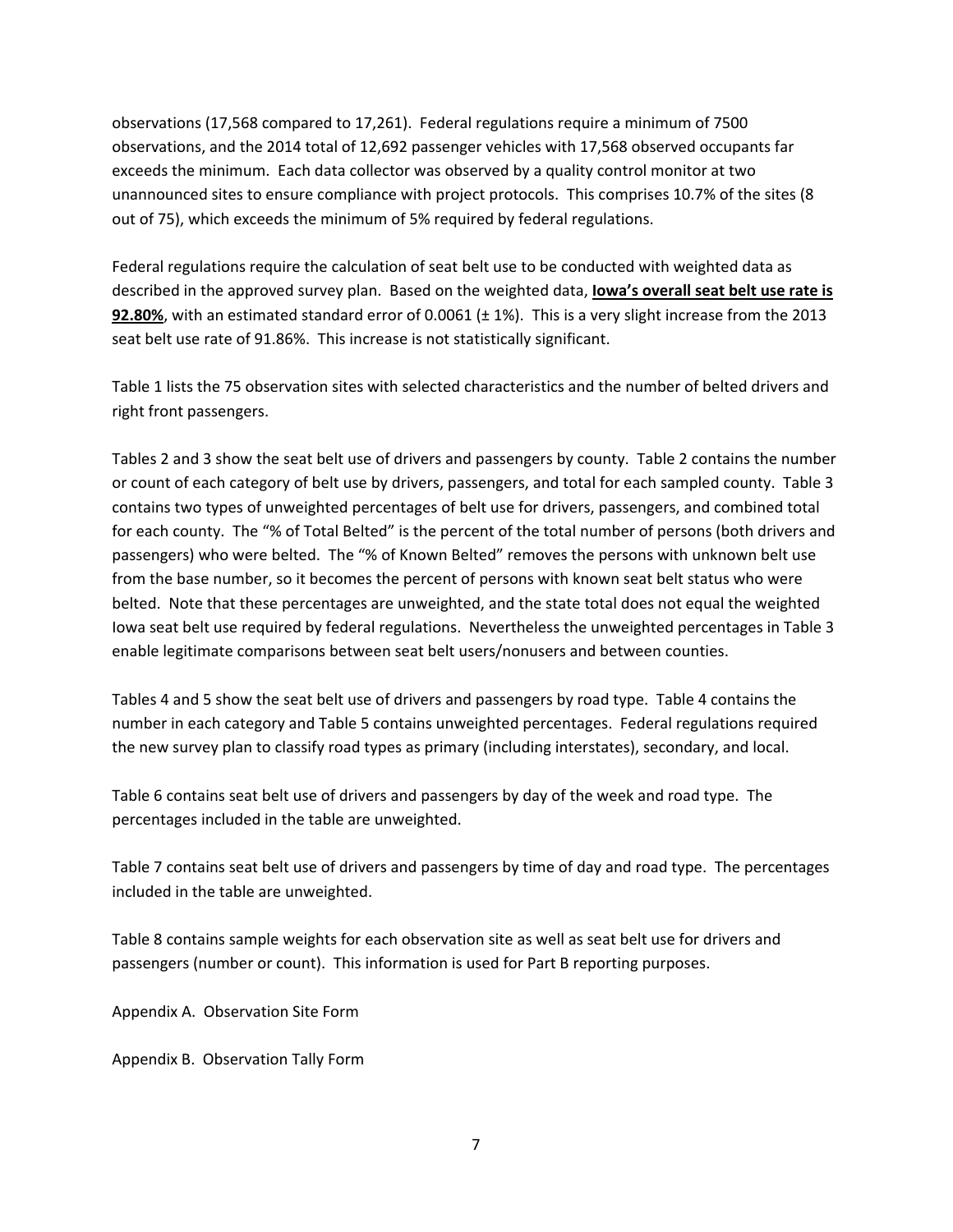observations (17,568 compared to 17,261). Federal regulations require a minimum of 7500 observations, and the 2014 total of 12,692 passenger vehicles with 17,568 observed occupants far exceeds the minimum. Each data collector was observed by a quality control monitor at two unannounced sites to ensure compliance with project protocols. This comprises 10.7% of the sites (8 out of 75), which exceeds the minimum of 5% required by federal regulations.

Federal regulations require the calculation of seat belt use to be conducted with weighted data as described in the approved survey plan. Based on the weighted data, **Iowa's overall seat belt use rate is 92.80%**, with an estimated standard error of 0.0061 (± 1%). This is a very slight increase from the 2013 seat belt use rate of 91.86%. This increase is not statistically significant.

Table 1 lists the 75 observation sites with selected characteristics and the number of belted drivers and right front passengers.

Tables 2 and 3 show the seat belt use of drivers and passengers by county. Table 2 contains the number or count of each category of belt use by drivers, passengers, and total for each sampled county. Table 3 contains two types of unweighted percentages of belt use for drivers, passengers, and combined total for each county. The "% of Total Belted" is the percent of the total number of persons (both drivers and passengers) who were belted. The "% of Known Belted" removes the persons with unknown belt use from the base number, so it becomes the percent of persons with known seat belt status who were belted. Note that these percentages are unweighted, and the state total does not equal the weighted Iowa seat belt use required by federal regulations. Nevertheless the unweighted percentages in Table 3 enable legitimate comparisons between seat belt users/nonusers and between counties.

Tables 4 and 5 show the seat belt use of drivers and passengers by road type. Table 4 contains the number in each category and Table 5 contains unweighted percentages. Federal regulations required the new survey plan to classify road types as primary (including interstates), secondary, and local.

Table 6 contains seat belt use of drivers and passengers by day of the week and road type. The percentages included in the table are unweighted.

Table 7 contains seat belt use of drivers and passengers by time of day and road type. The percentages included in the table are unweighted.

Table 8 contains sample weights for each observation site as well as seat belt use for drivers and passengers (number or count). This information is used for Part B reporting purposes.

Appendix A. Observation Site Form

Appendix B. Observation Tally Form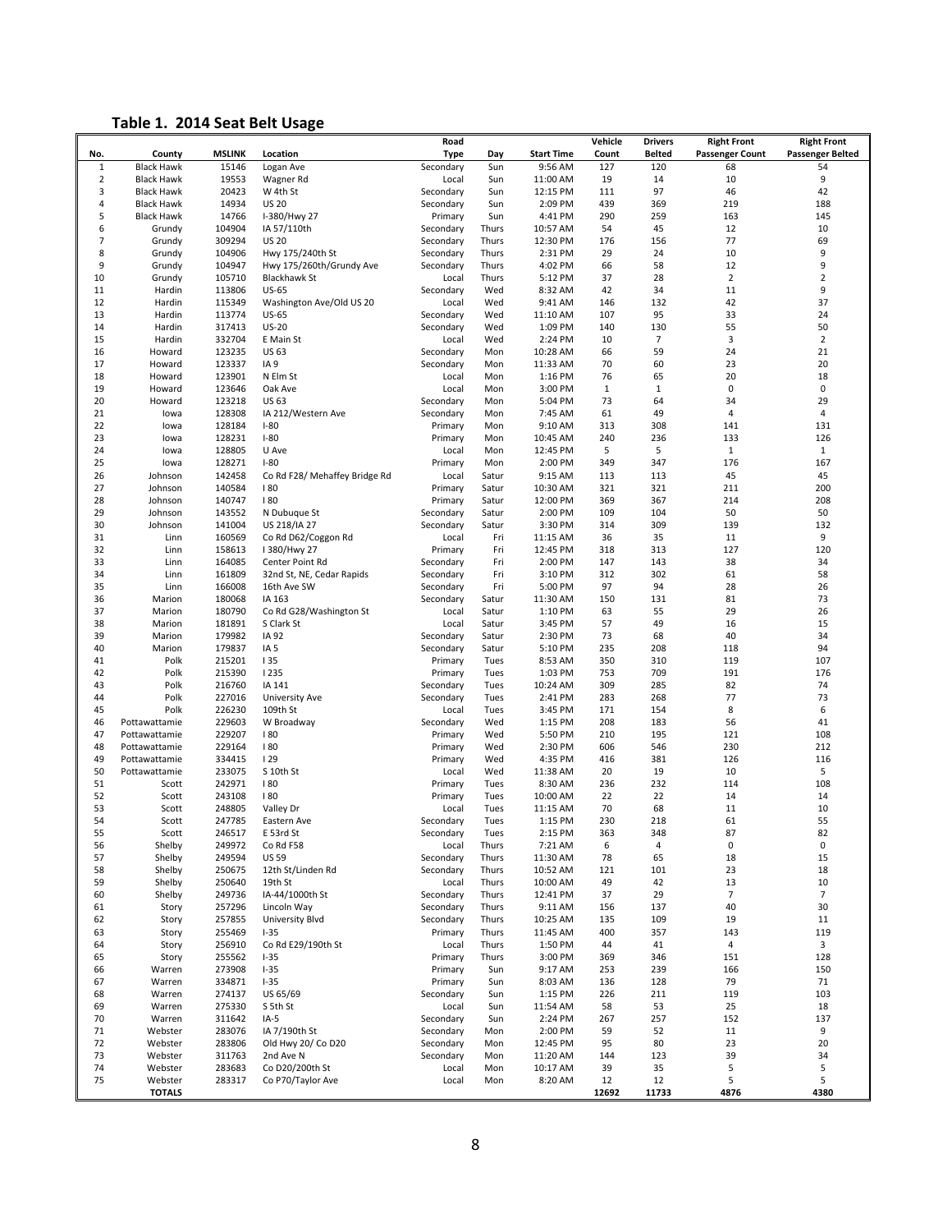## Table 1. 2014 Seat Belt Usage

| No. | County | MSLINK | Location | Road Type | Day | Start Time | Vehicle Count | Drivers Belted | Right Front Passenger Count | Right Front Passenger Belted |
|---|---|---|---|---|---|---|---|---|---|---|
| 1 | Black Hawk | 15146 | Logan Ave | Secondary | Sun | 9:56 AM | 127 | 120 | 68 | 54 |
| 2 | Black Hawk | 19553 | Wagner Rd | Local | Sun | 11:00 AM | 19 | 14 | 10 | 9 |
| 3 | Black Hawk | 20423 | W 4th St | Secondary | Sun | 12:15 PM | 111 | 97 | 46 | 42 |
| 4 | Black Hawk | 14934 | US 20 | Secondary | Sun | 2:09 PM | 439 | 369 | 219 | 188 |
| 5 | Black Hawk | 14766 | I-380/Hwy 27 | Primary | Sun | 4:41 PM | 290 | 259 | 163 | 145 |
| 6 | Grundy | 104904 | IA 57/110th | Secondary | Thurs | 10:57 AM | 54 | 45 | 12 | 10 |
| 7 | Grundy | 309294 | US 20 | Secondary | Thurs | 12:30 PM | 176 | 156 | 77 | 69 |
| 8 | Grundy | 104906 | Hwy 175/240th St | Secondary | Thurs | 2:31 PM | 29 | 24 | 10 | 9 |
| 9 | Grundy | 104947 | Hwy 175/260th/Grundy Ave | Secondary | Thurs | 4:02 PM | 66 | 58 | 12 | 9 |
| 10 | Grundy | 105710 | Blackhawk St | Local | Thurs | 5:12 PM | 37 | 28 | 2 | 2 |
| 11 | Hardin | 113806 | US-65 | Secondary | Wed | 8:32 AM | 42 | 34 | 11 | 9 |
| 12 | Hardin | 115349 | Washington Ave/Old US 20 | Local | Wed | 9:41 AM | 146 | 132 | 42 | 37 |
| 13 | Hardin | 113774 | US-65 | Secondary | Wed | 11:10 AM | 107 | 95 | 33 | 24 |
| 14 | Hardin | 317413 | US-20 | Secondary | Wed | 1:09 PM | 140 | 130 | 55 | 50 |
| 15 | Hardin | 332704 | E Main St | Local | Wed | 2:24 PM | 10 | 7 | 3 | 2 |
| 16 | Howard | 123235 | US 63 | Secondary | Mon | 10:28 AM | 66 | 59 | 24 | 21 |
| 17 | Howard | 123337 | IA 9 | Secondary | Mon | 11:33 AM | 70 | 60 | 23 | 20 |
| 18 | Howard | 123901 | N Elm St | Local | Mon | 1:16 PM | 76 | 65 | 20 | 18 |
| 19 | Howard | 123646 | Oak Ave | Local | Mon | 3:00 PM | 1 | 1 | 0 | 0 |
| 20 | Howard | 123218 | US 63 | Secondary | Mon | 5:04 PM | 73 | 64 | 34 | 29 |
| 21 | Iowa | 128308 | IA 212/Western Ave | Secondary | Mon | 7:45 AM | 61 | 49 | 4 | 4 |
| 22 | Iowa | 128184 | I-80 | Primary | Mon | 9:10 AM | 313 | 308 | 141 | 131 |
| 23 | Iowa | 128231 | I-80 | Primary | Mon | 10:45 AM | 240 | 236 | 133 | 126 |
| 24 | Iowa | 128805 | U Ave | Local | Mon | 12:45 PM | 5 | 5 | 1 | 1 |
| 25 | Iowa | 128271 | I-80 | Primary | Mon | 2:00 PM | 349 | 347 | 176 | 167 |
| 26 | Johnson | 142458 | Co Rd F28/ Mehaffey Bridge Rd | Local | Satur | 9:15 AM | 113 | 113 | 45 | 45 |
| 27 | Johnson | 140584 | I 80 | Primary | Satur | 10:30 AM | 321 | 321 | 211 | 200 |
| 28 | Johnson | 140747 | I 80 | Primary | Satur | 12:00 PM | 369 | 367 | 214 | 208 |
| 29 | Johnson | 143552 | N Dubuque St | Secondary | Satur | 2:00 PM | 109 | 104 | 50 | 50 |
| 30 | Johnson | 141004 | US 218/IA 27 | Secondary | Satur | 3:30 PM | 314 | 309 | 139 | 132 |
| 31 | Linn | 160569 | Co Rd D62/Coggon Rd | Local | Fri | 11:15 AM | 36 | 35 | 11 | 9 |
| 32 | Linn | 158613 | I 380/Hwy 27 | Primary | Fri | 12:45 PM | 318 | 313 | 127 | 120 |
| 33 | Linn | 164085 | Center Point Rd | Secondary | Fri | 2:00 PM | 147 | 143 | 38 | 34 |
| 34 | Linn | 161809 | 32nd St, NE, Cedar Rapids | Secondary | Fri | 3:10 PM | 312 | 302 | 61 | 58 |
| 35 | Linn | 166008 | 16th Ave SW | Secondary | Fri | 5:00 PM | 97 | 94 | 28 | 26 |
| 36 | Marion | 180068 | IA 163 | Secondary | Satur | 11:30 AM | 150 | 131 | 81 | 73 |
| 37 | Marion | 180790 | Co Rd G28/Washington St | Local | Satur | 1:10 PM | 63 | 55 | 29 | 26 |
| 38 | Marion | 181891 | S Clark St | Local | Satur | 3:45 PM | 57 | 49 | 16 | 15 |
| 39 | Marion | 179982 | IA 92 | Secondary | Satur | 2:30 PM | 73 | 68 | 40 | 34 |
| 40 | Marion | 179837 | IA 5 | Secondary | Satur | 5:10 PM | 235 | 208 | 118 | 94 |
| 41 | Polk | 215201 | I 35 | Primary | Tues | 8:53 AM | 350 | 310 | 119 | 107 |
| 42 | Polk | 215390 | I 235 | Primary | Tues | 1:03 PM | 753 | 709 | 191 | 176 |
| 43 | Polk | 216760 | IA 141 | Secondary | Tues | 10:24 AM | 309 | 285 | 82 | 74 |
| 44 | Polk | 227016 | University Ave | Secondary | Tues | 2:41 PM | 283 | 268 | 77 | 73 |
| 45 | Polk | 226230 | 109th St | Local | Tues | 3:45 PM | 171 | 154 | 8 | 6 |
| 46 | Pottawattamie | 229603 | W Broadway | Secondary | Wed | 1:15 PM | 208 | 183 | 56 | 41 |
| 47 | Pottawattamie | 229207 | I 80 | Primary | Wed | 5:50 PM | 210 | 195 | 121 | 108 |
| 48 | Pottawattamie | 229164 | I 80 | Primary | Wed | 2:30 PM | 606 | 546 | 230 | 212 |
| 49 | Pottawattamie | 334415 | I 29 | Primary | Wed | 4:35 PM | 416 | 381 | 126 | 116 |
| 50 | Pottawattamie | 233075 | S 10th St | Local | Wed | 11:38 AM | 20 | 19 | 10 | 5 |
| 51 | Scott | 242971 | I 80 | Primary | Tues | 8:30 AM | 236 | 232 | 114 | 108 |
| 52 | Scott | 243108 | I 80 | Primary | Tues | 10:00 AM | 22 | 22 | 14 | 14 |
| 53 | Scott | 248805 | Valley Dr | Local | Tues | 11:15 AM | 70 | 68 | 11 | 10 |
| 54 | Scott | 247785 | Eastern Ave | Secondary | Tues | 1:15 PM | 230 | 218 | 61 | 55 |
| 55 | Scott | 246517 | E 53rd St | Secondary | Tues | 2:15 PM | 363 | 348 | 87 | 82 |
| 56 | Shelby | 249972 | Co Rd F58 | Local | Thurs | 7:21 AM | 6 | 4 | 0 | 0 |
| 57 | Shelby | 249594 | US 59 | Secondary | Thurs | 11:30 AM | 78 | 65 | 18 | 15 |
| 58 | Shelby | 250675 | 12th St/Linden Rd | Secondary | Thurs | 10:52 AM | 121 | 101 | 23 | 18 |
| 59 | Shelby | 250640 | 19th St | Local | Thurs | 10:00 AM | 49 | 42 | 13 | 10 |
| 60 | Shelby | 249736 | IA-44/1000th St | Secondary | Thurs | 12:41 PM | 37 | 29 | 7 | 7 |
| 61 | Story | 257296 | Lincoln Way | Secondary | Thurs | 9:11 AM | 156 | 137 | 40 | 30 |
| 62 | Story | 257855 | University Blvd | Secondary | Thurs | 10:25 AM | 135 | 109 | 19 | 11 |
| 63 | Story | 255469 | I-35 | Primary | Thurs | 11:45 AM | 400 | 357 | 143 | 119 |
| 64 | Story | 256910 | Co Rd E29/190th St | Local | Thurs | 1:50 PM | 44 | 41 | 4 | 3 |
| 65 | Story | 255562 | I-35 | Primary | Thurs | 3:00 PM | 369 | 346 | 151 | 128 |
| 66 | Warren | 273908 | I-35 | Primary | Sun | 9:17 AM | 253 | 239 | 166 | 150 |
| 67 | Warren | 334871 | I-35 | Primary | Sun | 8:03 AM | 136 | 128 | 79 | 71 |
| 68 | Warren | 274137 | US 65/69 | Secondary | Sun | 1:15 PM | 226 | 211 | 119 | 103 |
| 69 | Warren | 275330 | S 5th St | Local | Sun | 11:54 AM | 58 | 53 | 25 | 18 |
| 70 | Warren | 311642 | IA-5 | Secondary | Sun | 2:24 PM | 267 | 257 | 152 | 137 |
| 71 | Webster | 283076 | IA 7/190th St | Secondary | Mon | 2:00 PM | 59 | 52 | 11 | 9 |
| 72 | Webster | 283806 | Old Hwy 20/ Co D20 | Secondary | Mon | 12:45 PM | 95 | 80 | 23 | 20 |
| 73 | Webster | 311763 | 2nd Ave N | Secondary | Mon | 11:20 AM | 144 | 123 | 39 | 34 |
| 74 | Webster | 283683 | Co D20/200th St | Local | Mon | 10:17 AM | 39 | 35 | 5 | 5 |
| 75 | Webster | 283317 | Co P70/Taylor Ave | Local | Mon | 8:20 AM | 12 | 12 | 5 | 5 |
| | **TOTALS** | | | | | | **12692** | **11733** | **4876** | **4380** |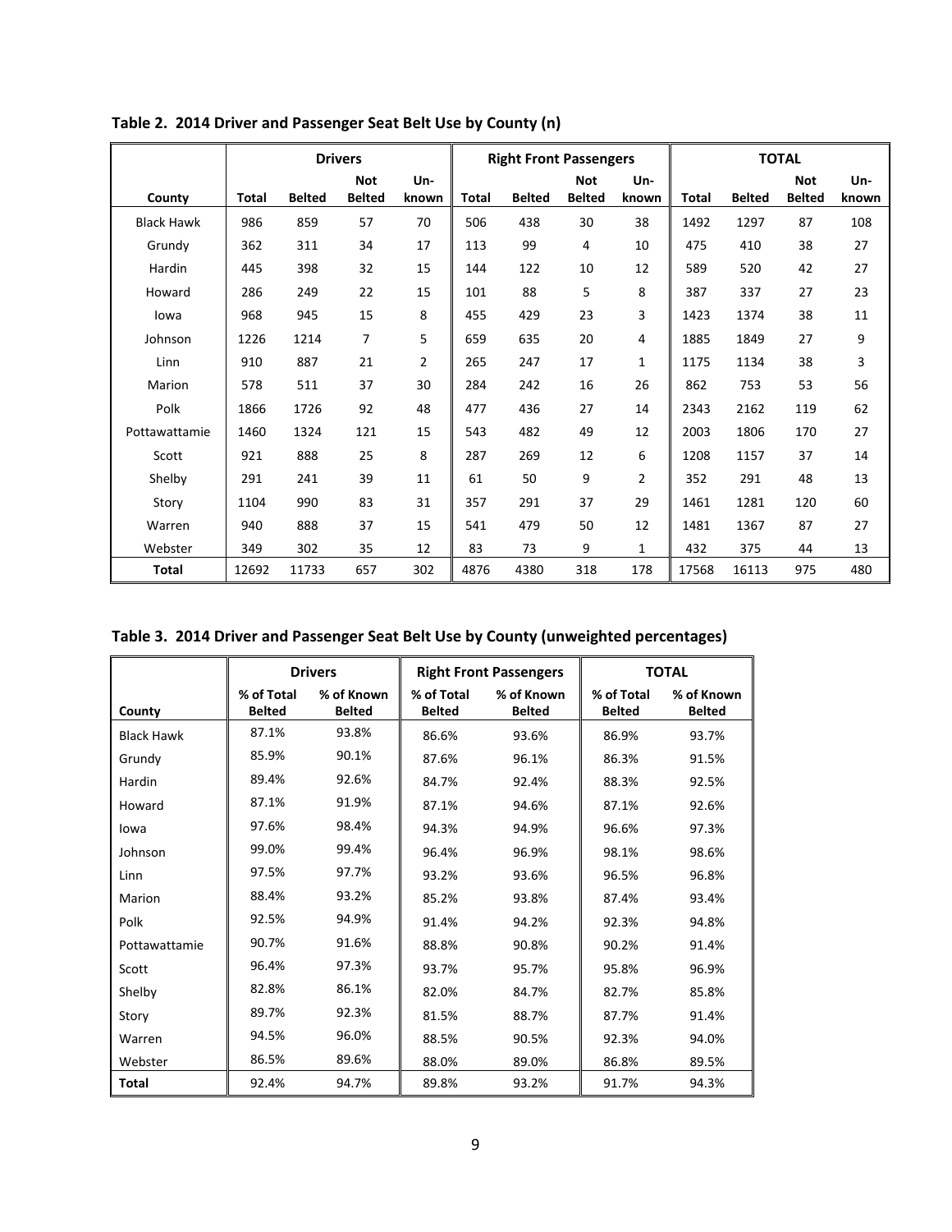**Table 2. 2014 Driver and Passenger Seat Belt Use by County (n)**

| | Drivers | | | | Right Front Passengers | | | | TOTAL | | | |
|---|---|---|---|---|---|---|---|---|---|---|---|---|
| County | Total | Belted | Not Belted | Un-known | Total | Belted | Not Belted | Un-known | Total | Belted | Not Belted | Un-known |
| Black Hawk | 986 | 859 | 57 | 70 | 506 | 438 | 30 | 38 | 1492 | 1297 | 87 | 108 |
| Grundy | 362 | 311 | 34 | 17 | 113 | 99 | 4 | 10 | 475 | 410 | 38 | 27 |
| Hardin | 445 | 398 | 32 | 15 | 144 | 122 | 10 | 12 | 589 | 520 | 42 | 27 |
| Howard | 286 | 249 | 22 | 15 | 101 | 88 | 5 | 8 | 387 | 337 | 27 | 23 |
| Iowa | 968 | 945 | 15 | 8 | 455 | 429 | 23 | 3 | 1423 | 1374 | 38 | 11 |
| Johnson | 1226 | 1214 | 7 | 5 | 659 | 635 | 20 | 4 | 1885 | 1849 | 27 | 9 |
| Linn | 910 | 887 | 21 | 2 | 265 | 247 | 17 | 1 | 1175 | 1134 | 38 | 3 |
| Marion | 578 | 511 | 37 | 30 | 284 | 242 | 16 | 26 | 862 | 753 | 53 | 56 |
| Polk | 1866 | 1726 | 92 | 48 | 477 | 436 | 27 | 14 | 2343 | 2162 | 119 | 62 |
| Pottawattamie | 1460 | 1324 | 121 | 15 | 543 | 482 | 49 | 12 | 2003 | 1806 | 170 | 27 |
| Scott | 921 | 888 | 25 | 8 | 287 | 269 | 12 | 6 | 1208 | 1157 | 37 | 14 |
| Shelby | 291 | 241 | 39 | 11 | 61 | 50 | 9 | 2 | 352 | 291 | 48 | 13 |
| Story | 1104 | 990 | 83 | 31 | 357 | 291 | 37 | 29 | 1461 | 1281 | 120 | 60 |
| Warren | 940 | 888 | 37 | 15 | 541 | 479 | 50 | 12 | 1481 | 1367 | 87 | 27 |
| Webster | 349 | 302 | 35 | 12 | 83 | 73 | 9 | 1 | 432 | 375 | 44 | 13 |
| **Total** | 12692 | 11733 | 657 | 302 | 4876 | 4380 | 318 | 178 | 17568 | 16113 | 975 | 480 |

**Table 3. 2014 Driver and Passenger Seat Belt Use by County (unweighted percentages)**

| | Drivers | | Right Front Passengers | | TOTAL | |
|---|---|---|---|---|---|---|
| County | % of Total Belted | % of Known Belted | % of Total Belted | % of Known Belted | % of Total Belted | % of Known Belted |
| Black Hawk | 87.1% | 93.8% | 86.6% | 93.6% | 86.9% | 93.7% |
| Grundy | 85.9% | 90.1% | 87.6% | 96.1% | 86.3% | 91.5% |
| Hardin | 89.4% | 92.6% | 84.7% | 92.4% | 88.3% | 92.5% |
| Howard | 87.1% | 91.9% | 87.1% | 94.6% | 87.1% | 92.6% |
| Iowa | 97.6% | 98.4% | 94.3% | 94.9% | 96.6% | 97.3% |
| Johnson | 99.0% | 99.4% | 96.4% | 96.9% | 98.1% | 98.6% |
| Linn | 97.5% | 97.7% | 93.2% | 93.6% | 96.5% | 96.8% |
| Marion | 88.4% | 93.2% | 85.2% | 93.8% | 87.4% | 93.4% |
| Polk | 92.5% | 94.9% | 91.4% | 94.2% | 92.3% | 94.8% |
| Pottawattamie | 90.7% | 91.6% | 88.8% | 90.8% | 90.2% | 91.4% |
| Scott | 96.4% | 97.3% | 93.7% | 95.7% | 95.8% | 96.9% |
| Shelby | 82.8% | 86.1% | 82.0% | 84.7% | 82.7% | 85.8% |
| Story | 89.7% | 92.3% | 81.5% | 88.7% | 87.7% | 91.4% |
| Warren | 94.5% | 96.0% | 88.5% | 90.5% | 92.3% | 94.0% |
| Webster | 86.5% | 89.6% | 88.0% | 89.0% | 86.8% | 89.5% |
| **Total** | 92.4% | 94.7% | 89.8% | 93.2% | 91.7% | 94.3% |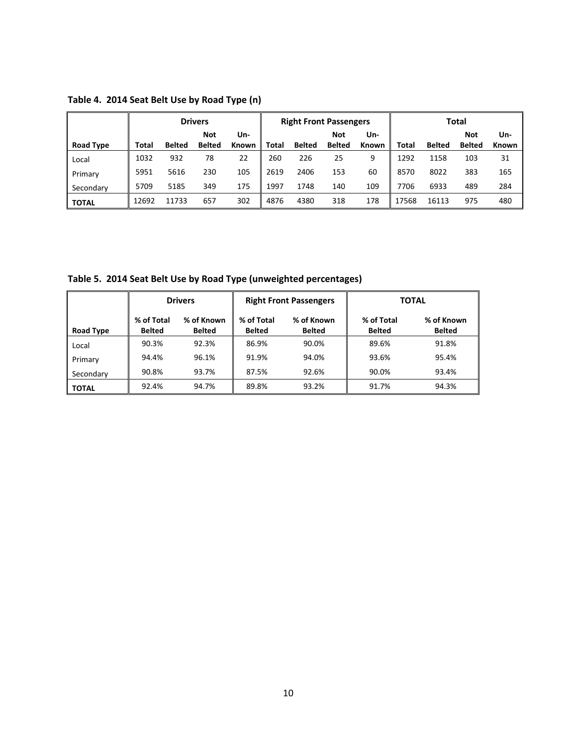**Table 4. 2014 Seat Belt Use by Road Type (n)**

| | Drivers | | | | Right Front Passengers | | | | Total | | | |
|---|---|---|---|---|---|---|---|---|---|---|---|---|
| Road Type | Total | Belted | Not Belted | Un-Known | Total | Belted | Not Belted | Un-Known | Total | Belted | Not Belted | Un-Known |
| Local | 1032 | 932 | 78 | 22 | 260 | 226 | 25 | 9 | 1292 | 1158 | 103 | 31 |
| Primary | 5951 | 5616 | 230 | 105 | 2619 | 2406 | 153 | 60 | 8570 | 8022 | 383 | 165 |
| Secondary | 5709 | 5185 | 349 | 175 | 1997 | 1748 | 140 | 109 | 7706 | 6933 | 489 | 284 |
| **TOTAL** | 12692 | 11733 | 657 | 302 | 4876 | 4380 | 318 | 178 | 17568 | 16113 | 975 | 480 |

**Table 5. 2014 Seat Belt Use by Road Type (unweighted percentages)**

| | Drivers | | Right Front Passengers | | TOTAL | |
|---|---|---|---|---|---|---|
| Road Type | % of Total Belted | % of Known Belted | % of Total Belted | % of Known Belted | % of Total Belted | % of Known Belted |
| Local | 90.3% | 92.3% | 86.9% | 90.0% | 89.6% | 91.8% |
| Primary | 94.4% | 96.1% | 91.9% | 94.0% | 93.6% | 95.4% |
| Secondary | 90.8% | 93.7% | 87.5% | 92.6% | 90.0% | 93.4% |
| **TOTAL** | 92.4% | 94.7% | 89.8% | 93.2% | 91.7% | 94.3% |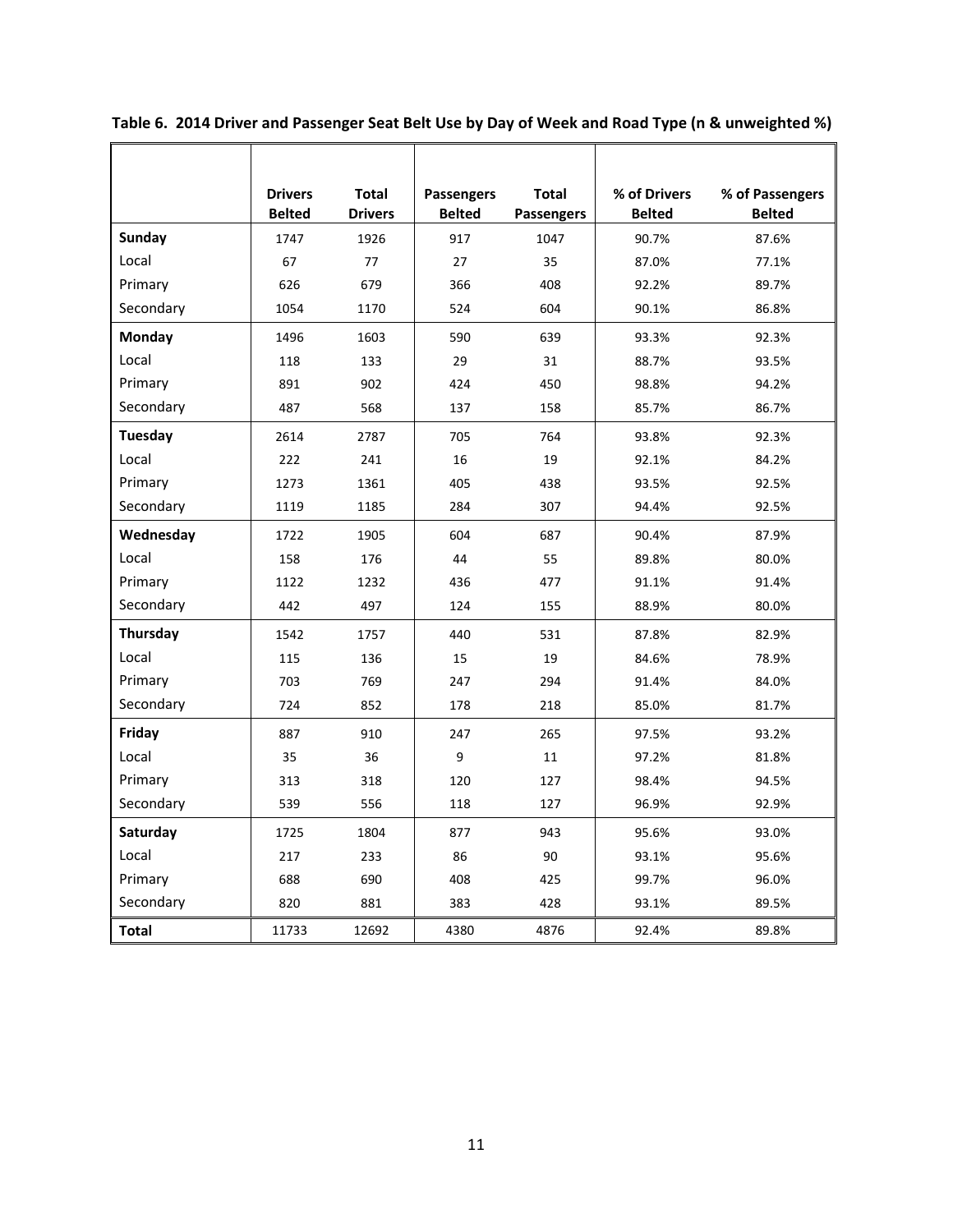**Table 6. 2014 Driver and Passenger Seat Belt Use by Day of Week and Road Type (n & unweighted %)**

| | Drivers Belted | Total Drivers | Passengers Belted | Total Passengers | % of Drivers Belted | % of Passengers Belted |
|---|---|---|---|---|---|---|
| **Sunday** | 1747 | 1926 | 917 | 1047 | 90.7% | 87.6% |
| Local | 67 | 77 | 27 | 35 | 87.0% | 77.1% |
| Primary | 626 | 679 | 366 | 408 | 92.2% | 89.7% |
| Secondary | 1054 | 1170 | 524 | 604 | 90.1% | 86.8% |
| **Monday** | 1496 | 1603 | 590 | 639 | 93.3% | 92.3% |
| Local | 118 | 133 | 29 | 31 | 88.7% | 93.5% |
| Primary | 891 | 902 | 424 | 450 | 98.8% | 94.2% |
| Secondary | 487 | 568 | 137 | 158 | 85.7% | 86.7% |
| **Tuesday** | 2614 | 2787 | 705 | 764 | 93.8% | 92.3% |
| Local | 222 | 241 | 16 | 19 | 92.1% | 84.2% |
| Primary | 1273 | 1361 | 405 | 438 | 93.5% | 92.5% |
| Secondary | 1119 | 1185 | 284 | 307 | 94.4% | 92.5% |
| **Wednesday** | 1722 | 1905 | 604 | 687 | 90.4% | 87.9% |
| Local | 158 | 176 | 44 | 55 | 89.8% | 80.0% |
| Primary | 1122 | 1232 | 436 | 477 | 91.1% | 91.4% |
| Secondary | 442 | 497 | 124 | 155 | 88.9% | 80.0% |
| **Thursday** | 1542 | 1757 | 440 | 531 | 87.8% | 82.9% |
| Local | 115 | 136 | 15 | 19 | 84.6% | 78.9% |
| Primary | 703 | 769 | 247 | 294 | 91.4% | 84.0% |
| Secondary | 724 | 852 | 178 | 218 | 85.0% | 81.7% |
| **Friday** | 887 | 910 | 247 | 265 | 97.5% | 93.2% |
| Local | 35 | 36 | 9 | 11 | 97.2% | 81.8% |
| Primary | 313 | 318 | 120 | 127 | 98.4% | 94.5% |
| Secondary | 539 | 556 | 118 | 127 | 96.9% | 92.9% |
| **Saturday** | 1725 | 1804 | 877 | 943 | 95.6% | 93.0% |
| Local | 217 | 233 | 86 | 90 | 93.1% | 95.6% |
| Primary | 688 | 690 | 408 | 425 | 99.7% | 96.0% |
| Secondary | 820 | 881 | 383 | 428 | 93.1% | 89.5% |
| **Total** | 11733 | 12692 | 4380 | 4876 | 92.4% | 89.8% |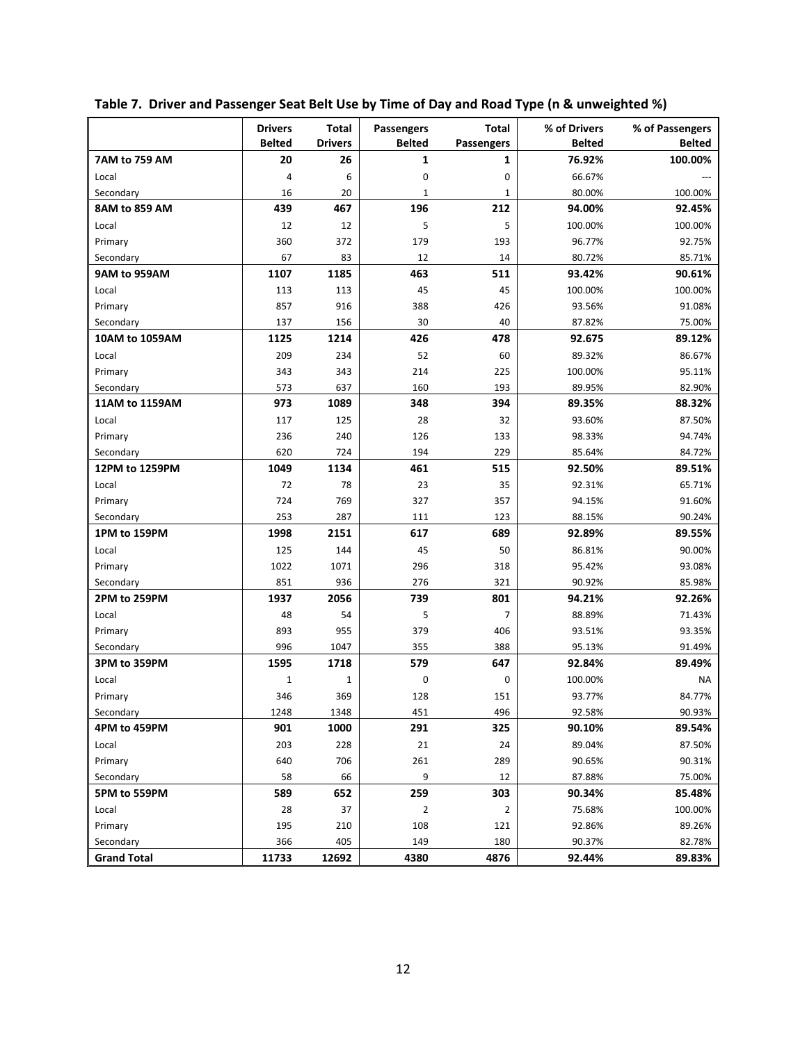**Table 7. Driver and Passenger Seat Belt Use by Time of Day and Road Type (n & unweighted %)**

| | Drivers Belted | Total Drivers | Passengers Belted | Total Passengers | % of Drivers Belted | % of Passengers Belted |
|---|---|---|---|---|---|---|
| **7AM to 759 AM** | **20** | **26** | **1** | **1** | **76.92%** | **100.00%** |
| Local | 4 | 6 | 0 | 0 | 66.67% | --- |
| Secondary | 16 | 20 | 1 | 1 | 80.00% | 100.00% |
| **8AM to 859 AM** | **439** | **467** | **196** | **212** | **94.00%** | **92.45%** |
| Local | 12 | 12 | 5 | 5 | 100.00% | 100.00% |
| Primary | 360 | 372 | 179 | 193 | 96.77% | 92.75% |
| Secondary | 67 | 83 | 12 | 14 | 80.72% | 85.71% |
| **9AM to 959AM** | **1107** | **1185** | **463** | **511** | **93.42%** | **90.61%** |
| Local | 113 | 113 | 45 | 45 | 100.00% | 100.00% |
| Primary | 857 | 916 | 388 | 426 | 93.56% | 91.08% |
| Secondary | 137 | 156 | 30 | 40 | 87.82% | 75.00% |
| **10AM to 1059AM** | **1125** | **1214** | **426** | **478** | **92.675** | **89.12%** |
| Local | 209 | 234 | 52 | 60 | 89.32% | 86.67% |
| Primary | 343 | 343 | 214 | 225 | 100.00% | 95.11% |
| Secondary | 573 | 637 | 160 | 193 | 89.95% | 82.90% |
| **11AM to 1159AM** | **973** | **1089** | **348** | **394** | **89.35%** | **88.32%** |
| Local | 117 | 125 | 28 | 32 | 93.60% | 87.50% |
| Primary | 236 | 240 | 126 | 133 | 98.33% | 94.74% |
| Secondary | 620 | 724 | 194 | 229 | 85.64% | 84.72% |
| **12PM to 1259PM** | **1049** | **1134** | **461** | **515** | **92.50%** | **89.51%** |
| Local | 72 | 78 | 23 | 35 | 92.31% | 65.71% |
| Primary | 724 | 769 | 327 | 357 | 94.15% | 91.60% |
| Secondary | 253 | 287 | 111 | 123 | 88.15% | 90.24% |
| **1PM to 159PM** | **1998** | **2151** | **617** | **689** | **92.89%** | **89.55%** |
| Local | 125 | 144 | 45 | 50 | 86.81% | 90.00% |
| Primary | 1022 | 1071 | 296 | 318 | 95.42% | 93.08% |
| Secondary | 851 | 936 | 276 | 321 | 90.92% | 85.98% |
| **2PM to 259PM** | **1937** | **2056** | **739** | **801** | **94.21%** | **92.26%** |
| Local | 48 | 54 | 5 | 7 | 88.89% | 71.43% |
| Primary | 893 | 955 | 379 | 406 | 93.51% | 93.35% |
| Secondary | 996 | 1047 | 355 | 388 | 95.13% | 91.49% |
| **3PM to 359PM** | **1595** | **1718** | **579** | **647** | **92.84%** | **89.49%** |
| Local | 1 | 1 | 0 | 0 | 100.00% | NA |
| Primary | 346 | 369 | 128 | 151 | 93.77% | 84.77% |
| Secondary | 1248 | 1348 | 451 | 496 | 92.58% | 90.93% |
| **4PM to 459PM** | **901** | **1000** | **291** | **325** | **90.10%** | **89.54%** |
| Local | 203 | 228 | 21 | 24 | 89.04% | 87.50% |
| Primary | 640 | 706 | 261 | 289 | 90.65% | 90.31% |
| Secondary | 58 | 66 | 9 | 12 | 87.88% | 75.00% |
| **5PM to 559PM** | **589** | **652** | **259** | **303** | **90.34%** | **85.48%** |
| Local | 28 | 37 | 2 | 2 | 75.68% | 100.00% |
| Primary | 195 | 210 | 108 | 121 | 92.86% | 89.26% |
| Secondary | 366 | 405 | 149 | 180 | 90.37% | 82.78% |
| **Grand Total** | **11733** | **12692** | **4380** | **4876** | **92.44%** | **89.83%** |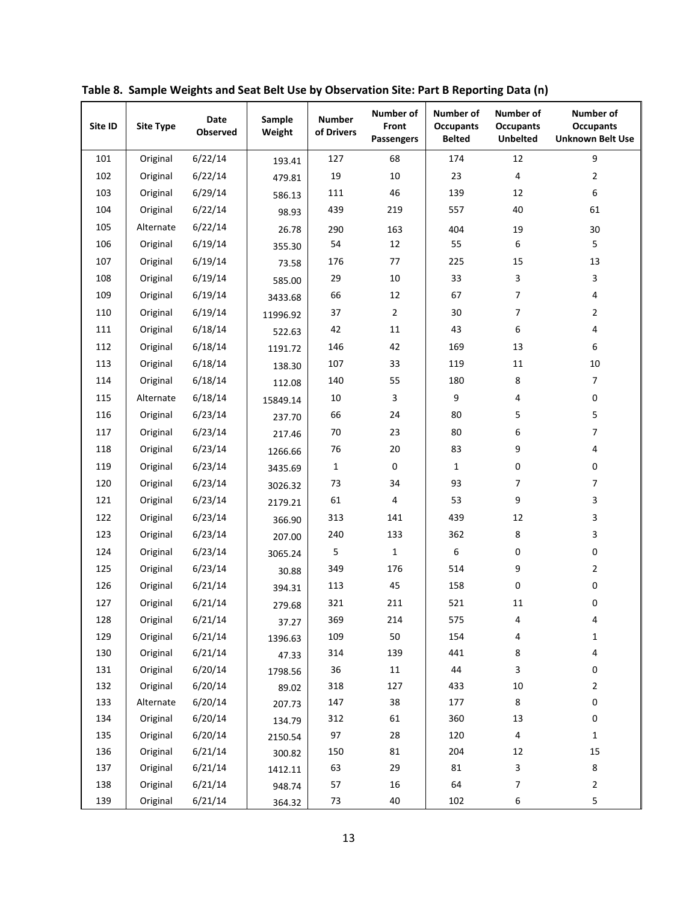**Table 8. Sample Weights and Seat Belt Use by Observation Site: Part B Reporting Data (n)**

| Site ID | Site Type | Date Observed | Sample Weight | Number of Drivers | Number of Front Passengers | Number of Occupants Belted | Number of Occupants Unbelted | Number of Occupants Unknown Belt Use |
|---|---|---|---|---|---|---|---|---|
| 101 | Original | 6/22/14 | 193.41 | 127 | 68 | 174 | 12 | 9 |
| 102 | Original | 6/22/14 | 479.81 | 19 | 10 | 23 | 4 | 2 |
| 103 | Original | 6/29/14 | 586.13 | 111 | 46 | 139 | 12 | 6 |
| 104 | Original | 6/22/14 | 98.93 | 439 | 219 | 557 | 40 | 61 |
| 105 | Alternate | 6/22/14 | 26.78 | 290 | 163 | 404 | 19 | 30 |
| 106 | Original | 6/19/14 | 355.30 | 54 | 12 | 55 | 6 | 5 |
| 107 | Original | 6/19/14 | 73.58 | 176 | 77 | 225 | 15 | 13 |
| 108 | Original | 6/19/14 | 585.00 | 29 | 10 | 33 | 3 | 3 |
| 109 | Original | 6/19/14 | 3433.68 | 66 | 12 | 67 | 7 | 4 |
| 110 | Original | 6/19/14 | 11996.92 | 37 | 2 | 30 | 7 | 2 |
| 111 | Original | 6/18/14 | 522.63 | 42 | 11 | 43 | 6 | 4 |
| 112 | Original | 6/18/14 | 1191.72 | 146 | 42 | 169 | 13 | 6 |
| 113 | Original | 6/18/14 | 138.30 | 107 | 33 | 119 | 11 | 10 |
| 114 | Original | 6/18/14 | 112.08 | 140 | 55 | 180 | 8 | 7 |
| 115 | Alternate | 6/18/14 | 15849.14 | 10 | 3 | 9 | 4 | 0 |
| 116 | Original | 6/23/14 | 237.70 | 66 | 24 | 80 | 5 | 5 |
| 117 | Original | 6/23/14 | 217.46 | 70 | 23 | 80 | 6 | 7 |
| 118 | Original | 6/23/14 | 1266.66 | 76 | 20 | 83 | 9 | 4 |
| 119 | Original | 6/23/14 | 3435.69 | 1 | 0 | 1 | 0 | 0 |
| 120 | Original | 6/23/14 | 3026.32 | 73 | 34 | 93 | 7 | 7 |
| 121 | Original | 6/23/14 | 2179.21 | 61 | 4 | 53 | 9 | 3 |
| 122 | Original | 6/23/14 | 366.90 | 313 | 141 | 439 | 12 | 3 |
| 123 | Original | 6/23/14 | 207.00 | 240 | 133 | 362 | 8 | 3 |
| 124 | Original | 6/23/14 | 3065.24 | 5 | 1 | 6 | 0 | 0 |
| 125 | Original | 6/23/14 | 30.88 | 349 | 176 | 514 | 9 | 2 |
| 126 | Original | 6/21/14 | 394.31 | 113 | 45 | 158 | 0 | 0 |
| 127 | Original | 6/21/14 | 279.68 | 321 | 211 | 521 | 11 | 0 |
| 128 | Original | 6/21/14 | 37.27 | 369 | 214 | 575 | 4 | 4 |
| 129 | Original | 6/21/14 | 1396.63 | 109 | 50 | 154 | 4 | 1 |
| 130 | Original | 6/21/14 | 47.33 | 314 | 139 | 441 | 8 | 4 |
| 131 | Original | 6/20/14 | 1798.56 | 36 | 11 | 44 | 3 | 0 |
| 132 | Original | 6/20/14 | 89.02 | 318 | 127 | 433 | 10 | 2 |
| 133 | Alternate | 6/20/14 | 207.73 | 147 | 38 | 177 | 8 | 0 |
| 134 | Original | 6/20/14 | 134.79 | 312 | 61 | 360 | 13 | 0 |
| 135 | Original | 6/20/14 | 2150.54 | 97 | 28 | 120 | 4 | 1 |
| 136 | Original | 6/21/14 | 300.82 | 150 | 81 | 204 | 12 | 15 |
| 137 | Original | 6/21/14 | 1412.11 | 63 | 29 | 81 | 3 | 8 |
| 138 | Original | 6/21/14 | 948.74 | 57 | 16 | 64 | 7 | 2 |
| 139 | Original | 6/21/14 | 364.32 | 73 | 40 | 102 | 6 | 5 |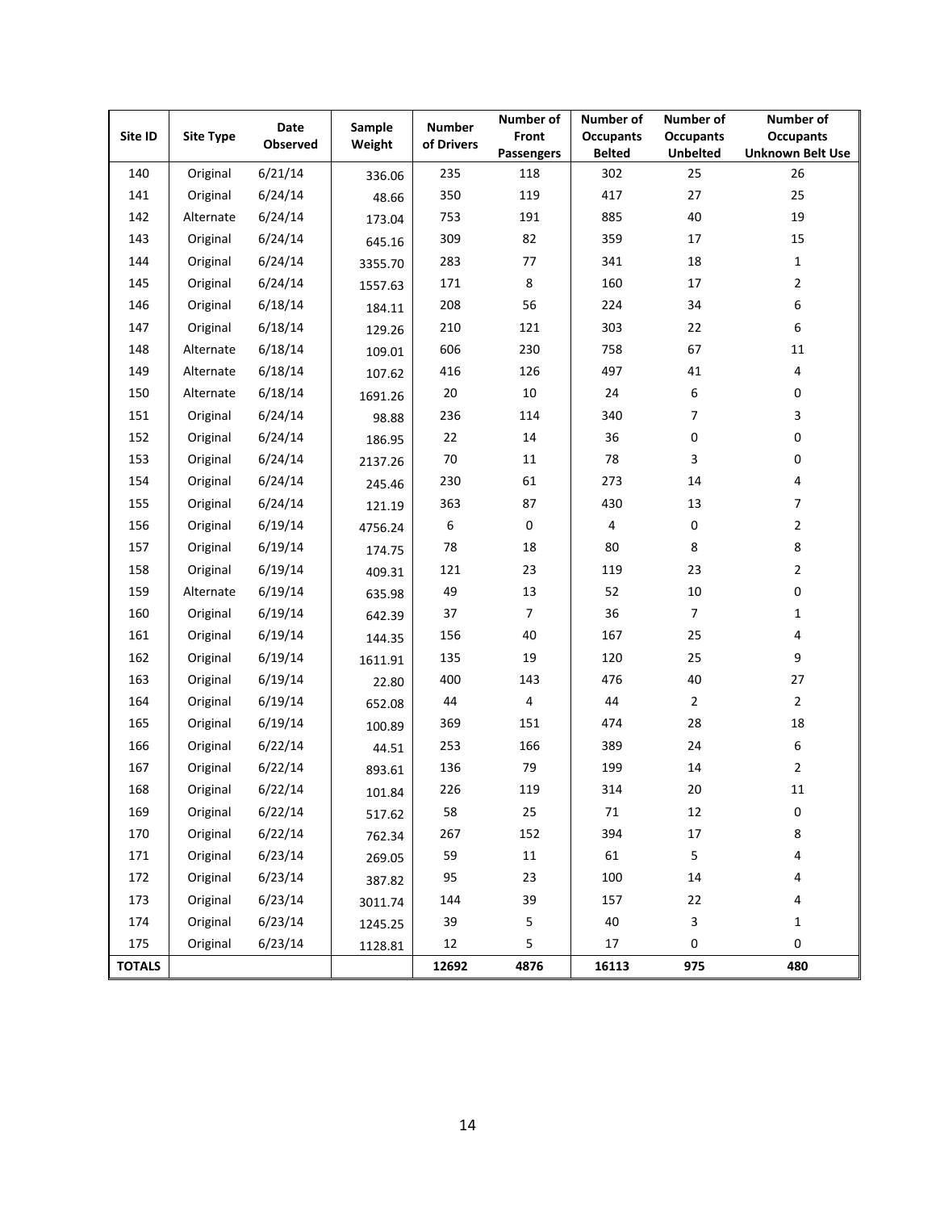| Site ID | Site Type | Date Observed | Sample Weight | Number of Drivers | Number of Front Passengers | Number of Occupants Belted | Number of Occupants Unbelted | Number of Occupants Unknown Belt Use |
|---|---|---|---|---|---|---|---|---|
| 140 | Original | 6/21/14 | 336.06 | 235 | 118 | 302 | 25 | 26 |
| 141 | Original | 6/24/14 | 48.66 | 350 | 119 | 417 | 27 | 25 |
| 142 | Alternate | 6/24/14 | 173.04 | 753 | 191 | 885 | 40 | 19 |
| 143 | Original | 6/24/14 | 645.16 | 309 | 82 | 359 | 17 | 15 |
| 144 | Original | 6/24/14 | 3355.70 | 283 | 77 | 341 | 18 | 1 |
| 145 | Original | 6/24/14 | 1557.63 | 171 | 8 | 160 | 17 | 2 |
| 146 | Original | 6/18/14 | 184.11 | 208 | 56 | 224 | 34 | 6 |
| 147 | Original | 6/18/14 | 129.26 | 210 | 121 | 303 | 22 | 6 |
| 148 | Alternate | 6/18/14 | 109.01 | 606 | 230 | 758 | 67 | 11 |
| 149 | Alternate | 6/18/14 | 107.62 | 416 | 126 | 497 | 41 | 4 |
| 150 | Alternate | 6/18/14 | 1691.26 | 20 | 10 | 24 | 6 | 0 |
| 151 | Original | 6/24/14 | 98.88 | 236 | 114 | 340 | 7 | 3 |
| 152 | Original | 6/24/14 | 186.95 | 22 | 14 | 36 | 0 | 0 |
| 153 | Original | 6/24/14 | 2137.26 | 70 | 11 | 78 | 3 | 0 |
| 154 | Original | 6/24/14 | 245.46 | 230 | 61 | 273 | 14 | 4 |
| 155 | Original | 6/24/14 | 121.19 | 363 | 87 | 430 | 13 | 7 |
| 156 | Original | 6/19/14 | 4756.24 | 6 | 0 | 4 | 0 | 2 |
| 157 | Original | 6/19/14 | 174.75 | 78 | 18 | 80 | 8 | 8 |
| 158 | Original | 6/19/14 | 409.31 | 121 | 23 | 119 | 23 | 2 |
| 159 | Alternate | 6/19/14 | 635.98 | 49 | 13 | 52 | 10 | 0 |
| 160 | Original | 6/19/14 | 642.39 | 37 | 7 | 36 | 7 | 1 |
| 161 | Original | 6/19/14 | 144.35 | 156 | 40 | 167 | 25 | 4 |
| 162 | Original | 6/19/14 | 1611.91 | 135 | 19 | 120 | 25 | 9 |
| 163 | Original | 6/19/14 | 22.80 | 400 | 143 | 476 | 40 | 27 |
| 164 | Original | 6/19/14 | 652.08 | 44 | 4 | 44 | 2 | 2 |
| 165 | Original | 6/19/14 | 100.89 | 369 | 151 | 474 | 28 | 18 |
| 166 | Original | 6/22/14 | 44.51 | 253 | 166 | 389 | 24 | 6 |
| 167 | Original | 6/22/14 | 893.61 | 136 | 79 | 199 | 14 | 2 |
| 168 | Original | 6/22/14 | 101.84 | 226 | 119 | 314 | 20 | 11 |
| 169 | Original | 6/22/14 | 517.62 | 58 | 25 | 71 | 12 | 0 |
| 170 | Original | 6/22/14 | 762.34 | 267 | 152 | 394 | 17 | 8 |
| 171 | Original | 6/23/14 | 269.05 | 59 | 11 | 61 | 5 | 4 |
| 172 | Original | 6/23/14 | 387.82 | 95 | 23 | 100 | 14 | 4 |
| 173 | Original | 6/23/14 | 3011.74 | 144 | 39 | 157 | 22 | 4 |
| 174 | Original | 6/23/14 | 1245.25 | 39 | 5 | 40 | 3 | 1 |
| 175 | Original | 6/23/14 | 1128.81 | 12 | 5 | 17 | 0 | 0 |
| **TOTALS** | | | | **12692** | **4876** | **16113** | **975** | **480** |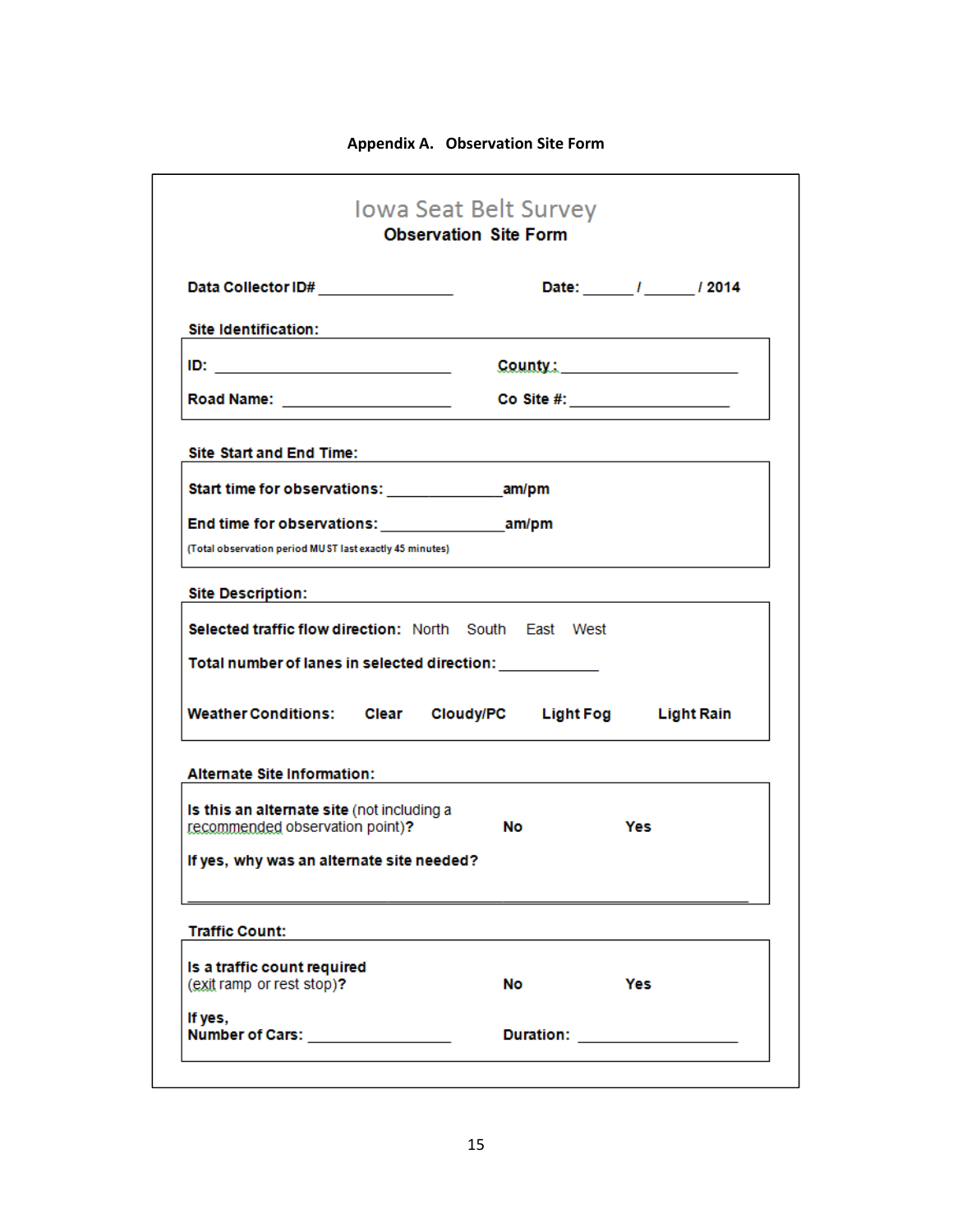**Appendix A. Observation Site Form**

# Iowa Seat Belt Survey

## Observation Site Form

**Data Collector ID#** ________________ **Date:** ______ / ______ / 2014

**Site Identification:**

**ID:** ____________________________ **County:** ______________________

**Road Name:** ____________________ **Co Site #:** ____________________

**Site Start and End Time:**

**Start time for observations:** ______________ **am/pm**

**End time for observations:** _______________ **am/pm**

(Total observation period MUST last exactly 45 minutes)

**Site Description:**

**Selected traffic flow direction:** North South East West

**Total number of lanes in selected direction:** ____________

**Weather Conditions:** **Clear** **Cloudy/PC** **Light Fog** **Light Rain**

**Alternate Site Information:**

**Is this an alternate site** (not including a recommended observation point)**?** **No** **Yes**

**If yes, why was an alternate site needed?**

______________________________________________________________________

**Traffic Count:**

**Is a traffic count required** (exit ramp or rest stop)**?** **No** **Yes**

**If yes,**
**Number of Cars:** __________________ **Duration:** ____________________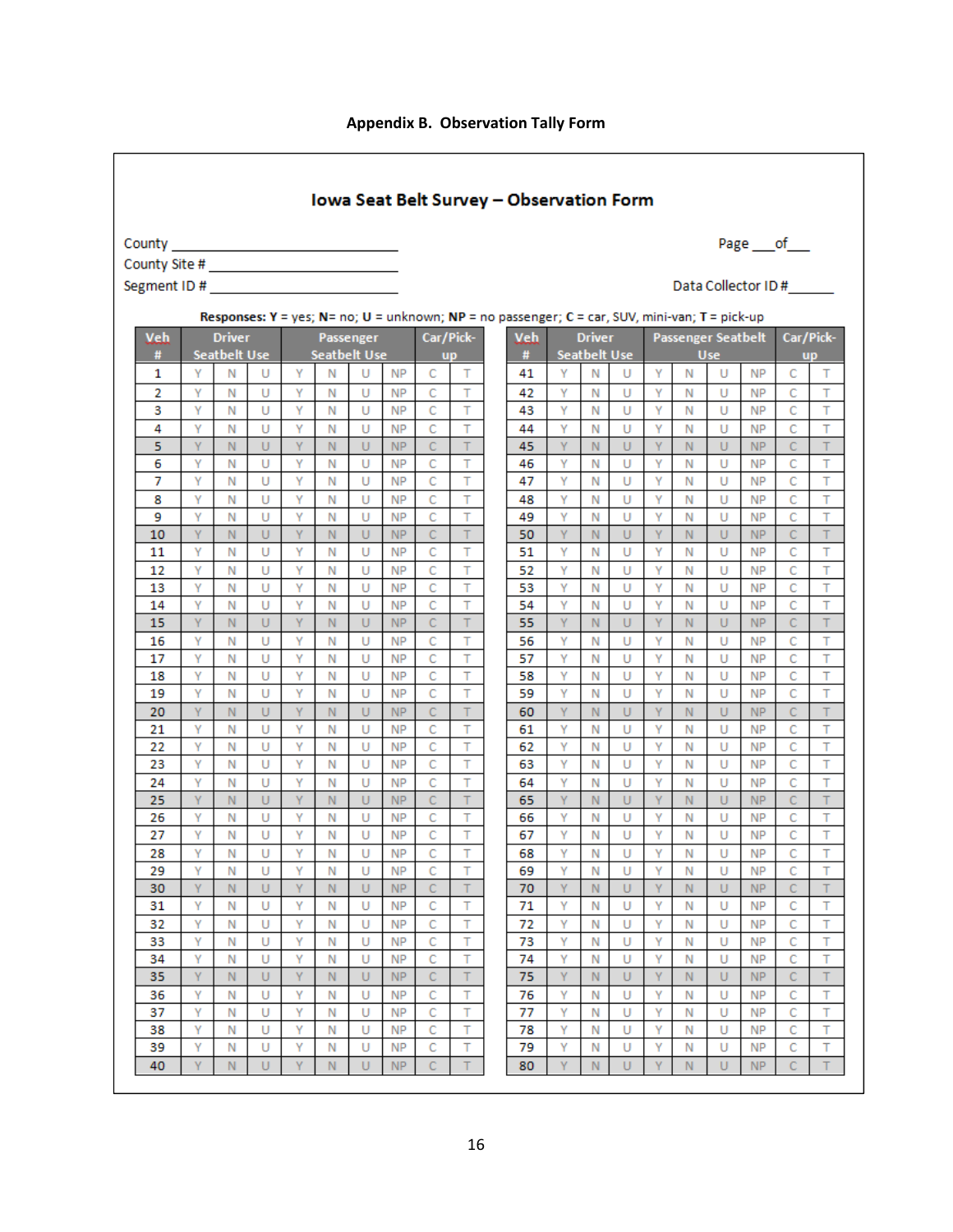**Appendix B. Observation Tally Form**

## Iowa Seat Belt Survey – Observation Form

County ______________________________ Page ___of___

County Site # __________________________

Segment ID # __________________________ Data Collector ID #______

**Responses: Y** = yes; **N**= no; **U** = unknown; **NP** = no passenger; **C** = car, SUV, mini-van; **T** = pick-up

| Veh # | Driver Seatbelt Use | | | Passenger Seatbelt Use | | | | Car/Pick-up | |
|---|---|---|---|---|---|---|---|---|---|
| 1 | Y | N | U | Y | N | U | NP | C | T |
| 2 | Y | N | U | Y | N | U | NP | C | T |
| 3 | Y | N | U | Y | N | U | NP | C | T |
| 4 | Y | N | U | Y | N | U | NP | C | T |
| 5 | Y | N | U | Y | N | U | NP | C | T |
| 6 | Y | N | U | Y | N | U | NP | C | T |
| 7 | Y | N | U | Y | N | U | NP | C | T |
| 8 | Y | N | U | Y | N | U | NP | C | T |
| 9 | Y | N | U | Y | N | U | NP | C | T |
| 10 | Y | N | U | Y | N | U | NP | C | T |
| 11 | Y | N | U | Y | N | U | NP | C | T |
| 12 | Y | N | U | Y | N | U | NP | C | T |
| 13 | Y | N | U | Y | N | U | NP | C | T |
| 14 | Y | N | U | Y | N | U | NP | C | T |
| 15 | Y | N | U | Y | N | U | NP | C | T |
| 16 | Y | N | U | Y | N | U | NP | C | T |
| 17 | Y | N | U | Y | N | U | NP | C | T |
| 18 | Y | N | U | Y | N | U | NP | C | T |
| 19 | Y | N | U | Y | N | U | NP | C | T |
| 20 | Y | N | U | Y | N | U | NP | C | T |
| 21 | Y | N | U | Y | N | U | NP | C | T |
| 22 | Y | N | U | Y | N | U | NP | C | T |
| 23 | Y | N | U | Y | N | U | NP | C | T |
| 24 | Y | N | U | Y | N | U | NP | C | T |
| 25 | Y | N | U | Y | N | U | NP | C | T |
| 26 | Y | N | U | Y | N | U | NP | C | T |
| 27 | Y | N | U | Y | N | U | NP | C | T |
| 28 | Y | N | U | Y | N | U | NP | C | T |
| 29 | Y | N | U | Y | N | U | NP | C | T |
| 30 | Y | N | U | Y | N | U | NP | C | T |
| 31 | Y | N | U | Y | N | U | NP | C | T |
| 32 | Y | N | U | Y | N | U | NP | C | T |
| 33 | Y | N | U | Y | N | U | NP | C | T |
| 34 | Y | N | U | Y | N | U | NP | C | T |
| 35 | Y | N | U | Y | N | U | NP | C | T |
| 36 | Y | N | U | Y | N | U | NP | C | T |
| 37 | Y | N | U | Y | N | U | NP | C | T |
| 38 | Y | N | U | Y | N | U | NP | C | T |
| 39 | Y | N | U | Y | N | U | NP | C | T |
| 40 | Y | N | U | Y | N | U | NP | C | T |
| 41 | Y | N | U | Y | N | U | NP | C | T |
| 42 | Y | N | U | Y | N | U | NP | C | T |
| 43 | Y | N | U | Y | N | U | NP | C | T |
| 44 | Y | N | U | Y | N | U | NP | C | T |
| 45 | Y | N | U | Y | N | U | NP | C | T |
| 46 | Y | N | U | Y | N | U | NP | C | T |
| 47 | Y | N | U | Y | N | U | NP | C | T |
| 48 | Y | N | U | Y | N | U | NP | C | T |
| 49 | Y | N | U | Y | N | U | NP | C | T |
| 50 | Y | N | U | Y | N | U | NP | C | T |
| 51 | Y | N | U | Y | N | U | NP | C | T |
| 52 | Y | N | U | Y | N | U | NP | C | T |
| 53 | Y | N | U | Y | N | U | NP | C | T |
| 54 | Y | N | U | Y | N | U | NP | C | T |
| 55 | Y | N | U | Y | N | U | NP | C | T |
| 56 | Y | N | U | Y | N | U | NP | C | T |
| 57 | Y | N | U | Y | N | U | NP | C | T |
| 58 | Y | N | U | Y | N | U | NP | C | T |
| 59 | Y | N | U | Y | N | U | NP | C | T |
| 60 | Y | N | U | Y | N | U | NP | C | T |
| 61 | Y | N | U | Y | N | U | NP | C | T |
| 62 | Y | N | U | Y | N | U | NP | C | T |
| 63 | Y | N | U | Y | N | U | NP | C | T |
| 64 | Y | N | U | Y | N | U | NP | C | T |
| 65 | Y | N | U | Y | N | U | NP | C | T |
| 66 | Y | N | U | Y | N | U | NP | C | T |
| 67 | Y | N | U | Y | N | U | NP | C | T |
| 68 | Y | N | U | Y | N | U | NP | C | T |
| 69 | Y | N | U | Y | N | U | NP | C | T |
| 70 | Y | N | U | Y | N | U | NP | C | T |
| 71 | Y | N | U | Y | N | U | NP | C | T |
| 72 | Y | N | U | Y | N | U | NP | C | T |
| 73 | Y | N | U | Y | N | U | NP | C | T |
| 74 | Y | N | U | Y | N | U | NP | C | T |
| 75 | Y | N | U | Y | N | U | NP | C | T |
| 76 | Y | N | U | Y | N | U | NP | C | T |
| 77 | Y | N | U | Y | N | U | NP | C | T |
| 78 | Y | N | U | Y | N | U | NP | C | T |
| 79 | Y | N | U | Y | N | U | NP | C | T |
| 80 | Y | N | U | Y | N | U | NP | C | T |